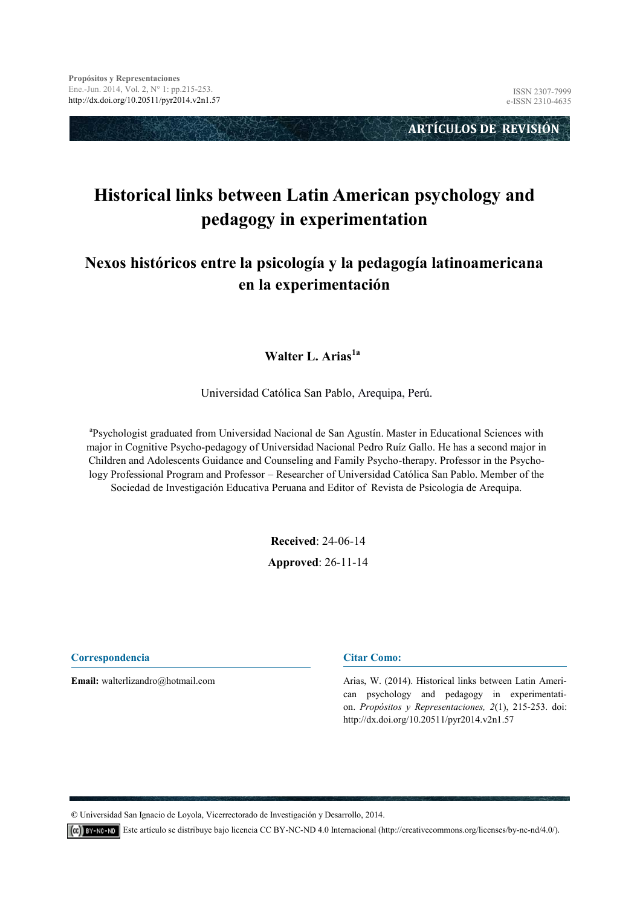**ARTÍCULOS DE REVISIÓN**

# Historical links between Latin American psychology and pedagogy in experimentation

## Nexos históricos entre la psicología y la pedagogía latinoamericana en la experimentación

**Walter L. Arias[1a]**

Universidad Católica San Pablo, Arequipa, Perú.

[a]Psychologist graduated from Universidad Nacional de San Agustín. Master in Educational Sciences with major in Cognitive Psycho-pedagogy of Universidad Nacional Pedro Ruíz Gallo. He has a second major in Children and Adolescents Guidance and Counseling and Family Psycho-therapy. Professor in the Psychology Professional Program and Professor – Researcher of Universidad Católica San Pablo. Member of the Sociedad de Investigación Educativa Peruana and Editor of Revista de Psicología de Arequipa.

**Received**: 24-06-14

**Approved**: 26-11-14

**Correspondencia**

**Email:** walterlizandro@hotmail.com

**Citar Como:**

Arias, W. (2014). Historical links between Latin American psychology and pedagogy in experimentation. *Propósitos y Representaciones, 2*(1), 215-253. doi: http://dx.doi.org/10.20511/pyr2014.v2n1.57

© Universidad San Ignacio de Loyola, Vicerrectorado de Investigación y Desarrollo, 2014.

Este artículo se distribuye bajo licencia CC BY-NC-ND 4.0 Internacional (http://creativecommons.org/licenses/by-nc-nd/4.0/).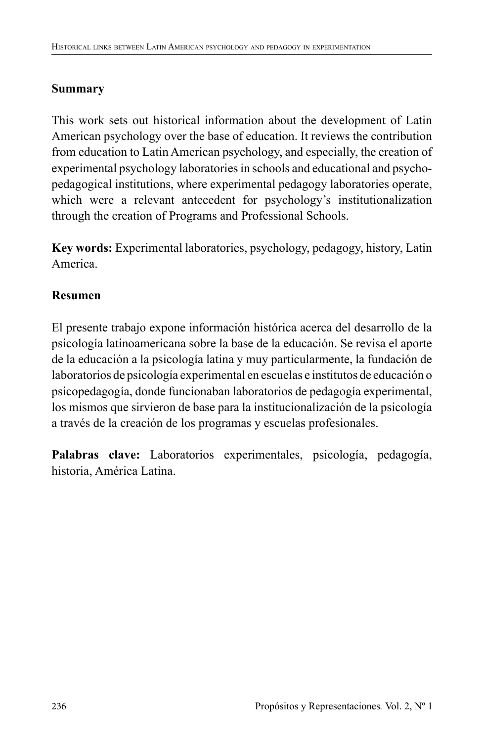## Summary

This work sets out historical information about the development of Latin American psychology over the base of education. It reviews the contribution from education to Latin American psychology, and especially, the creation of experimental psychology laboratories in schools and educational and psycho-pedagogical institutions, where experimental pedagogy laboratories operate, which were a relevant antecedent for psychology's institutionalization through the creation of Programs and Professional Schools.

**Key words:** Experimental laboratories, psychology, pedagogy, history, Latin America.

## Resumen

El presente trabajo expone información histórica acerca del desarrollo de la psicología latinoamericana sobre la base de la educación. Se revisa el aporte de la educación a la psicología latina y muy particularmente, la fundación de laboratorios de psicología experimental en escuelas e institutos de educación o psicopedagogía, donde funcionaban laboratorios de pedagogía experimental, los mismos que sirvieron de base para la institucionalización de la psicología a través de la creación de los programas y escuelas profesionales.

**Palabras clave:** Laboratorios experimentales, psicología, pedagogía, historia, América Latina.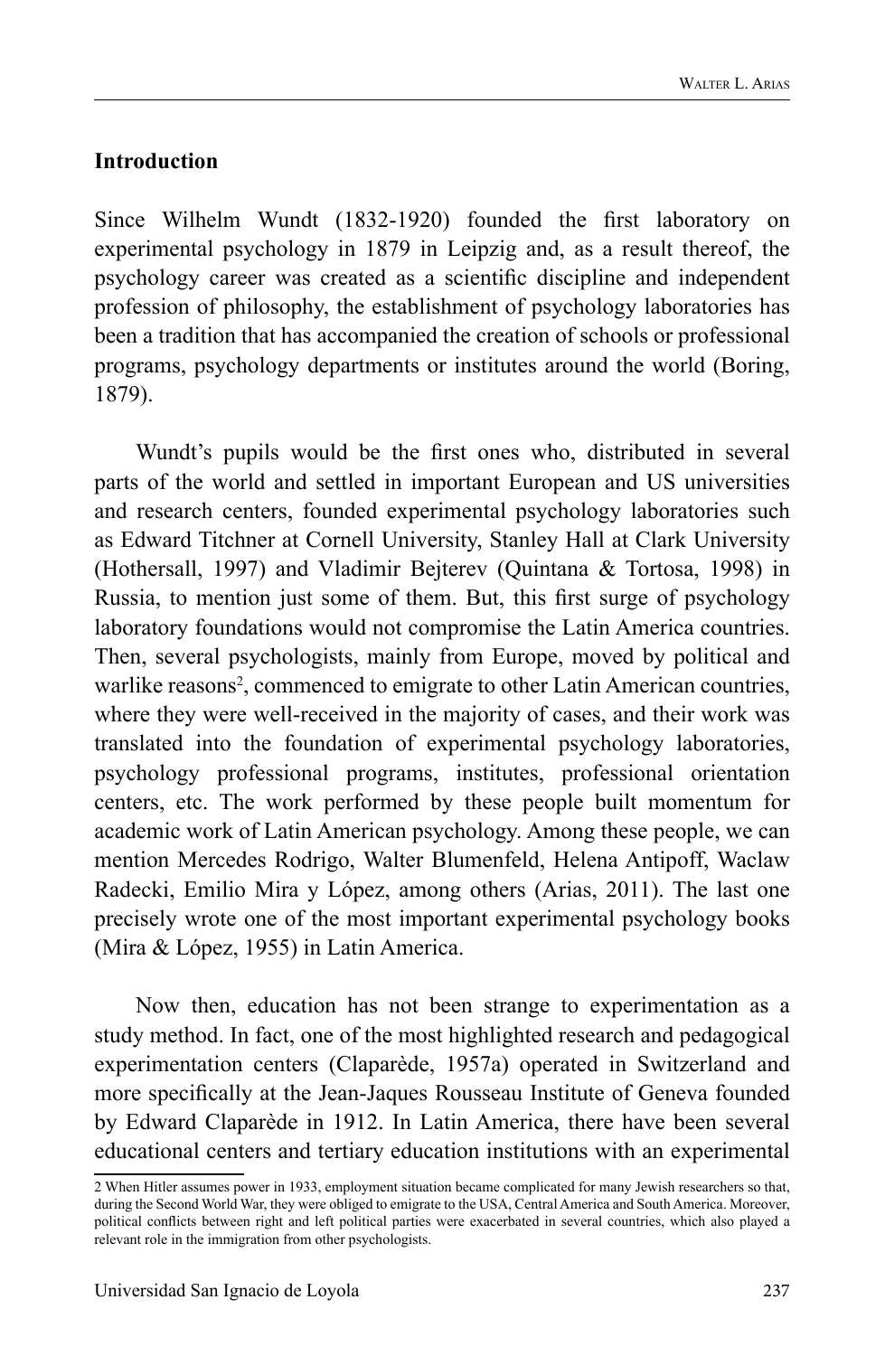## Introduction

Since Wilhelm Wundt (1832-1920) founded the first laboratory on experimental psychology in 1879 in Leipzig and, as a result thereof, the psychology career was created as a scientific discipline and independent profession of philosophy, the establishment of psychology laboratories has been a tradition that has accompanied the creation of schools or professional programs, psychology departments or institutes around the world (Boring, 1879).

Wundt's pupils would be the first ones who, distributed in several parts of the world and settled in important European and US universities and research centers, founded experimental psychology laboratories such as Edward Titchner at Cornell University, Stanley Hall at Clark University (Hothersall, 1997) and Vladimir Bejterev (Quintana & Tortosa, 1998) in Russia, to mention just some of them. But, this first surge of psychology laboratory foundations would not compromise the Latin America countries. Then, several psychologists, mainly from Europe, moved by political and warlike reasons[2], commenced to emigrate to other Latin American countries, where they were well-received in the majority of cases, and their work was translated into the foundation of experimental psychology laboratories, psychology professional programs, institutes, professional orientation centers, etc. The work performed by these people built momentum for academic work of Latin American psychology. Among these people, we can mention Mercedes Rodrigo, Walter Blumenfeld, Helena Antipoff, Waclaw Radecki, Emilio Mira y López, among others (Arias, 2011). The last one precisely wrote one of the most important experimental psychology books (Mira & López, 1955) in Latin America.

Now then, education has not been strange to experimentation as a study method. In fact, one of the most highlighted research and pedagogical experimentation centers (Claparède, 1957a) operated in Switzerland and more specifically at the Jean-Jaques Rousseau Institute of Geneva founded by Edward Claparède in 1912. In Latin America, there have been several educational centers and tertiary education institutions with an experimental

---

2 When Hitler assumes power in 1933, employment situation became complicated for many Jewish researchers so that, during the Second World War, they were obliged to emigrate to the USA, Central America and South America. Moreover, political conflicts between right and left political parties were exacerbated in several countries, which also played a relevant role in the immigration from other psychologists.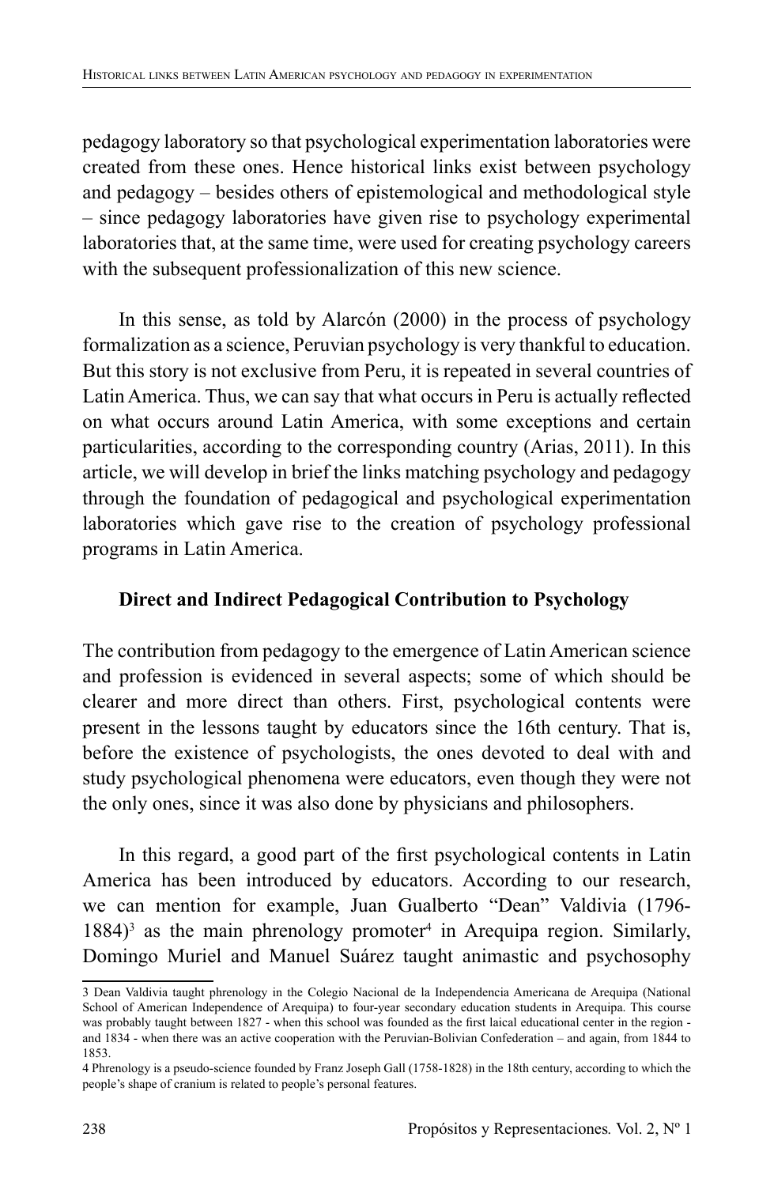pedagogy laboratory so that psychological experimentation laboratories were created from these ones. Hence historical links exist between psychology and pedagogy – besides others of epistemological and methodological style – since pedagogy laboratories have given rise to psychology experimental laboratories that, at the same time, were used for creating psychology careers with the subsequent professionalization of this new science.

In this sense, as told by Alarcón (2000) in the process of psychology formalization as a science, Peruvian psychology is very thankful to education. But this story is not exclusive from Peru, it is repeated in several countries of Latin America. Thus, we can say that what occurs in Peru is actually reflected on what occurs around Latin America, with some exceptions and certain particularities, according to the corresponding country (Arias, 2011). In this article, we will develop in brief the links matching psychology and pedagogy through the foundation of pedagogical and psychological experimentation laboratories which gave rise to the creation of psychology professional programs in Latin America.

## Direct and Indirect Pedagogical Contribution to Psychology

The contribution from pedagogy to the emergence of Latin American science and profession is evidenced in several aspects; some of which should be clearer and more direct than others. First, psychological contents were present in the lessons taught by educators since the 16th century. That is, before the existence of psychologists, the ones devoted to deal with and study psychological phenomena were educators, even though they were not the only ones, since it was also done by physicians and philosophers.

In this regard, a good part of the first psychological contents in Latin America has been introduced by educators. According to our research, we can mention for example, Juan Gualberto "Dean" Valdivia (1796-1884)[3] as the main phrenology promoter[4] in Arequipa region. Similarly, Domingo Muriel and Manuel Suárez taught animastic and psychosophy

---

3 Dean Valdivia taught phrenology in the Colegio Nacional de la Independencia Americana de Arequipa (National School of American Independence of Arequipa) to four-year secondary education students in Arequipa. This course was probably taught between 1827 - when this school was founded as the first laical educational center in the region - and 1834 - when there was an active cooperation with the Peruvian-Bolivian Confederation – and again, from 1844 to 1853.

4 Phrenology is a pseudo-science founded by Franz Joseph Gall (1758-1828) in the 18th century, according to which the people's shape of cranium is related to people's personal features.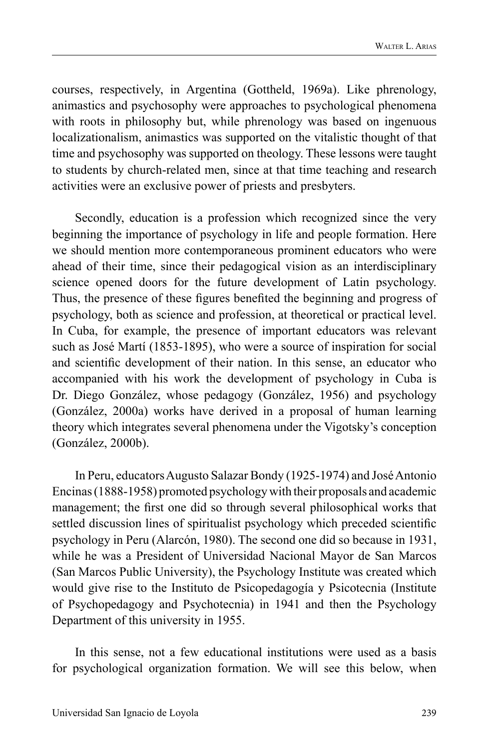courses, respectively, in Argentina (Gottheld, 1969a). Like phrenology, animastics and psychosophy were approaches to psychological phenomena with roots in philosophy but, while phrenology was based on ingenuous localizationalism, animastics was supported on the vitalistic thought of that time and psychosophy was supported on theology. These lessons were taught to students by church-related men, since at that time teaching and research activities were an exclusive power of priests and presbyters.

Secondly, education is a profession which recognized since the very beginning the importance of psychology in life and people formation. Here we should mention more contemporaneous prominent educators who were ahead of their time, since their pedagogical vision as an interdisciplinary science opened doors for the future development of Latin psychology. Thus, the presence of these figures benefited the beginning and progress of psychology, both as science and profession, at theoretical or practical level. In Cuba, for example, the presence of important educators was relevant such as José Martí (1853-1895), who were a source of inspiration for social and scientific development of their nation. In this sense, an educator who accompanied with his work the development of psychology in Cuba is Dr. Diego González, whose pedagogy (González, 1956) and psychology (González, 2000a) works have derived in a proposal of human learning theory which integrates several phenomena under the Vigotsky's conception (González, 2000b).

In Peru, educators Augusto Salazar Bondy (1925-1974) and José Antonio Encinas (1888-1958) promoted psychology with their proposals and academic management; the first one did so through several philosophical works that settled discussion lines of spiritualist psychology which preceded scientific psychology in Peru (Alarcón, 1980). The second one did so because in 1931, while he was a President of Universidad Nacional Mayor de San Marcos (San Marcos Public University), the Psychology Institute was created which would give rise to the Instituto de Psicopedagogía y Psicotecnia (Institute of Psychopedagogy and Psychotecnia) in 1941 and then the Psychology Department of this university in 1955.

In this sense, not a few educational institutions were used as a basis for psychological organization formation. We will see this below, when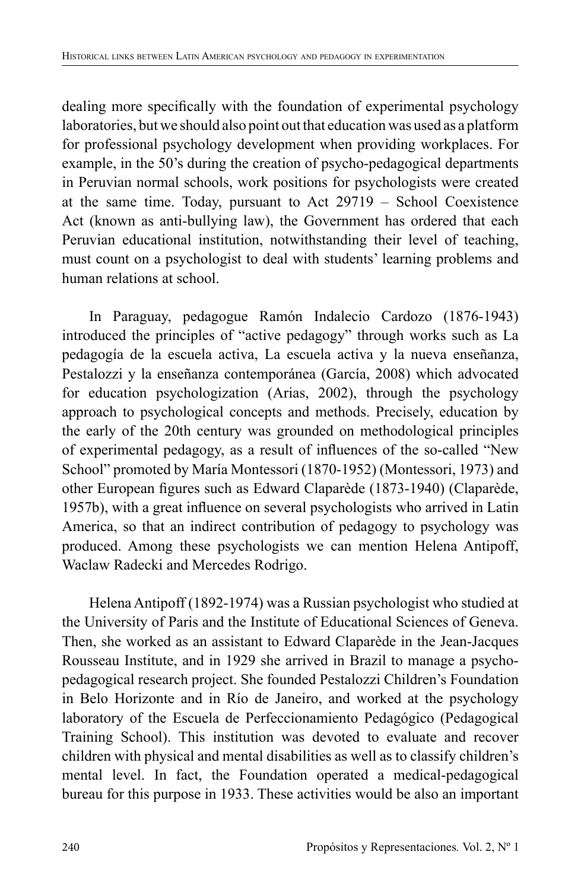dealing more specifically with the foundation of experimental psychology laboratories, but we should also point out that education was used as a platform for professional psychology development when providing workplaces. For example, in the 50's during the creation of psycho-pedagogical departments in Peruvian normal schools, work positions for psychologists were created at the same time. Today, pursuant to Act 29719 – School Coexistence Act (known as anti-bullying law), the Government has ordered that each Peruvian educational institution, notwithstanding their level of teaching, must count on a psychologist to deal with students' learning problems and human relations at school.

In Paraguay, pedagogue Ramón Indalecio Cardozo (1876-1943) introduced the principles of "active pedagogy" through works such as La pedagogía de la escuela activa, La escuela activa y la nueva enseñanza, Pestalozzi y la enseñanza contemporánea (García, 2008) which advocated for education psychologization (Arias, 2002), through the psychology approach to psychological concepts and methods. Precisely, education by the early of the 20th century was grounded on methodological principles of experimental pedagogy, as a result of influences of the so-called "New School" promoted by María Montessori (1870-1952) (Montessori, 1973) and other European figures such as Edward Claparède (1873-1940) (Claparède, 1957b), with a great influence on several psychologists who arrived in Latin America, so that an indirect contribution of pedagogy to psychology was produced. Among these psychologists we can mention Helena Antipoff, Waclaw Radecki and Mercedes Rodrigo.

Helena Antipoff (1892-1974) was a Russian psychologist who studied at the University of Paris and the Institute of Educational Sciences of Geneva. Then, she worked as an assistant to Edward Claparède in the Jean-Jacques Rousseau Institute, and in 1929 she arrived in Brazil to manage a psycho-pedagogical research project. She founded Pestalozzi Children's Foundation in Belo Horizonte and in Río de Janeiro, and worked at the psychology laboratory of the Escuela de Perfeccionamiento Pedagógico (Pedagogical Training School). This institution was devoted to evaluate and recover children with physical and mental disabilities as well as to classify children's mental level. In fact, the Foundation operated a medical-pedagogical bureau for this purpose in 1933. These activities would be also an important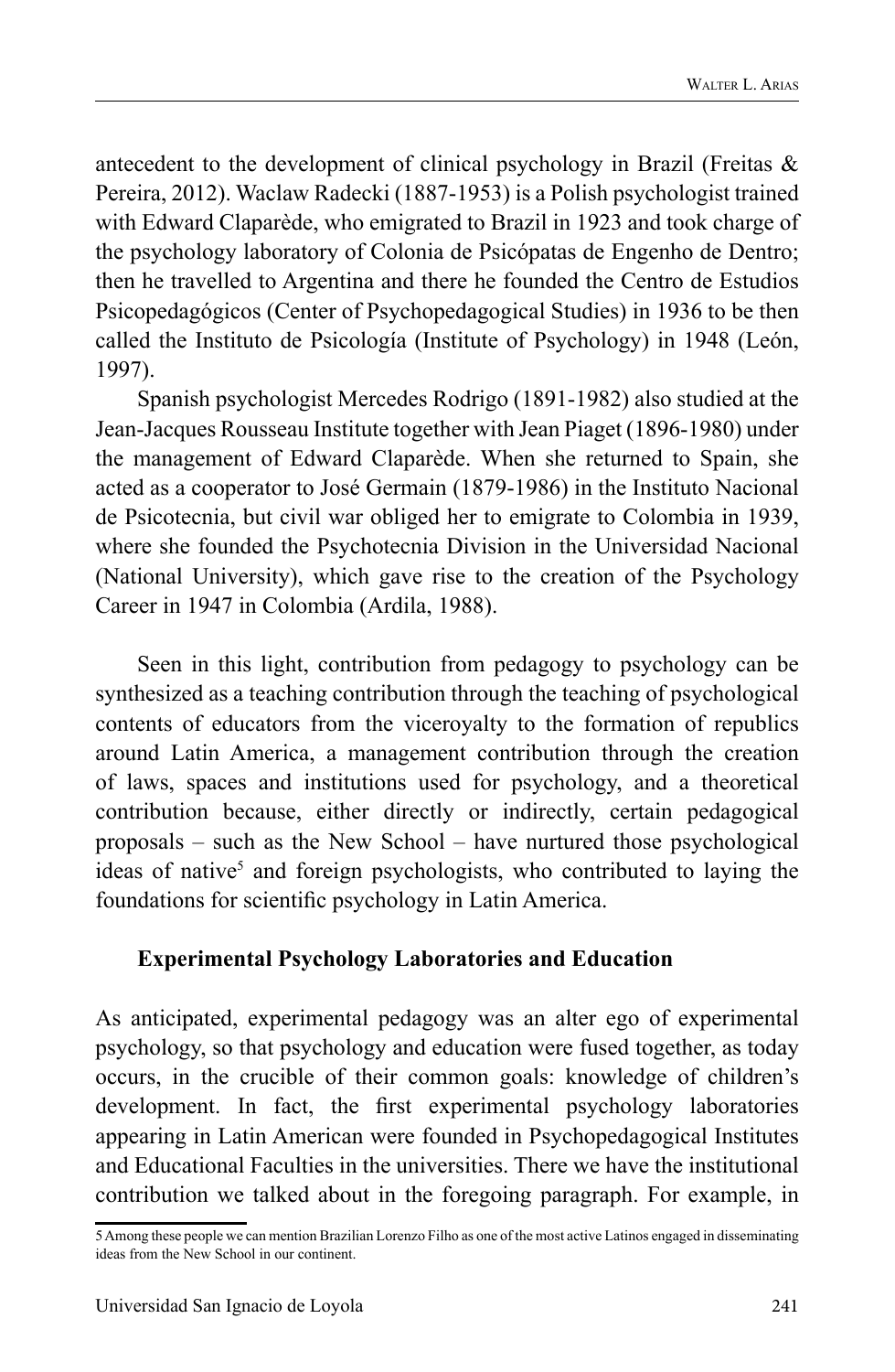antecedent to the development of clinical psychology in Brazil (Freitas & Pereira, 2012). Waclaw Radecki (1887-1953) is a Polish psychologist trained with Edward Claparède, who emigrated to Brazil in 1923 and took charge of the psychology laboratory of Colonia de Psicópatas de Engenho de Dentro; then he travelled to Argentina and there he founded the Centro de Estudios Psicopedagógicos (Center of Psychopedagogical Studies) in 1936 to be then called the Instituto de Psicología (Institute of Psychology) in 1948 (León, 1997).

Spanish psychologist Mercedes Rodrigo (1891-1982) also studied at the Jean-Jacques Rousseau Institute together with Jean Piaget (1896-1980) under the management of Edward Claparède. When she returned to Spain, she acted as a cooperator to José Germain (1879-1986) in the Instituto Nacional de Psicotecnia, but civil war obliged her to emigrate to Colombia in 1939, where she founded the Psychotecnia Division in the Universidad Nacional (National University), which gave rise to the creation of the Psychology Career in 1947 in Colombia (Ardila, 1988).

Seen in this light, contribution from pedagogy to psychology can be synthesized as a teaching contribution through the teaching of psychological contents of educators from the viceroyalty to the formation of republics around Latin America, a management contribution through the creation of laws, spaces and institutions used for psychology, and a theoretical contribution because, either directly or indirectly, certain pedagogical proposals – such as the New School – have nurtured those psychological ideas of native[5] and foreign psychologists, who contributed to laying the foundations for scientific psychology in Latin America.

### Experimental Psychology Laboratories and Education

As anticipated, experimental pedagogy was an alter ego of experimental psychology, so that psychology and education were fused together, as today occurs, in the crucible of their common goals: knowledge of children's development. In fact, the first experimental psychology laboratories appearing in Latin American were founded in Psychopedagogical Institutes and Educational Faculties in the universities. There we have the institutional contribution we talked about in the foregoing paragraph. For example, in

5 Among these people we can mention Brazilian Lorenzo Filho as one of the most active Latinos engaged in disseminating ideas from the New School in our continent.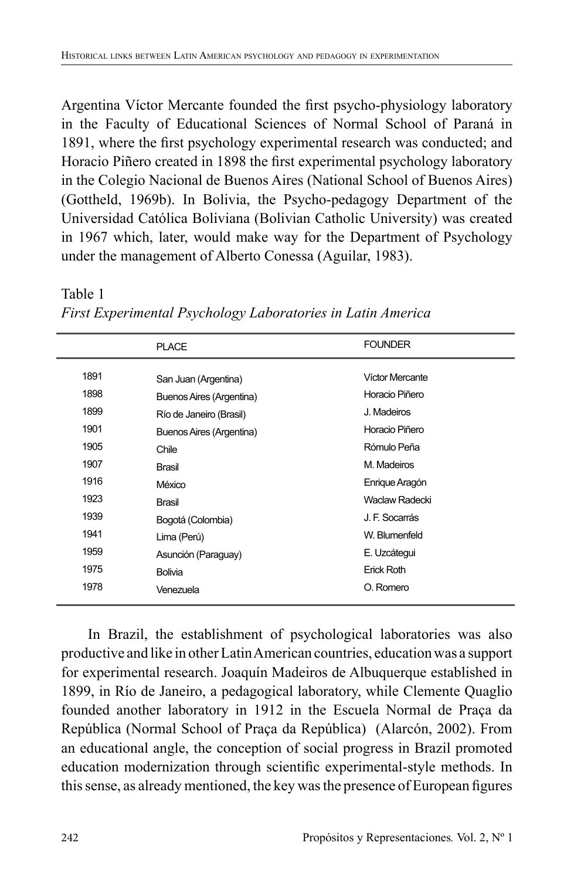Argentina Víctor Mercante founded the first psycho-physiology laboratory in the Faculty of Educational Sciences of Normal School of Paraná in 1891, where the first psychology experimental research was conducted; and Horacio Piñero created in 1898 the first experimental psychology laboratory in the Colegio Nacional de Buenos Aires (National School of Buenos Aires) (Gottheld, 1969b). In Bolivia, the Psycho-pedagogy Department of the Universidad Católica Boliviana (Bolivian Catholic University) was created in 1967 which, later, would make way for the Department of Psychology under the management of Alberto Conessa (Aguilar, 1983).

Table 1
*First Experimental Psychology Laboratories in Latin America*

| | PLACE | FOUNDER |
|---|---|---|
| 1891 | San Juan (Argentina) | Víctor Mercante |
| 1898 | Buenos Aires (Argentina) | Horacio Piñero |
| 1899 | Río de Janeiro (Brasil) | J. Madeiros |
| 1901 | Buenos Aires (Argentina) | Horacio Piñero |
| 1905 | Chile | Rómulo Peña |
| 1907 | Brasil | M. Madeiros |
| 1916 | México | Enrique Aragón |
| 1923 | Brasil | Waclaw Radecki |
| 1939 | Bogotá (Colombia) | J. F. Socarrás |
| 1941 | Lima (Perú) | W. Blumenfeld |
| 1959 | Asunción (Paraguay) | E. Uzcátegui |
| 1975 | Bolivia | Erick Roth |
| 1978 | Venezuela | O. Romero |

In Brazil, the establishment of psychological laboratories was also productive and like in other Latin American countries, education was a support for experimental research. Joaquín Madeiros de Albuquerque established in 1899, in Río de Janeiro, a pedagogical laboratory, while Clemente Quaglio founded another laboratory in 1912 in the Escuela Normal de Praça da República (Normal School of Praça da República) (Alarcón, 2002). From an educational angle, the conception of social progress in Brazil promoted education modernization through scientific experimental-style methods. In this sense, as already mentioned, the key was the presence of European figures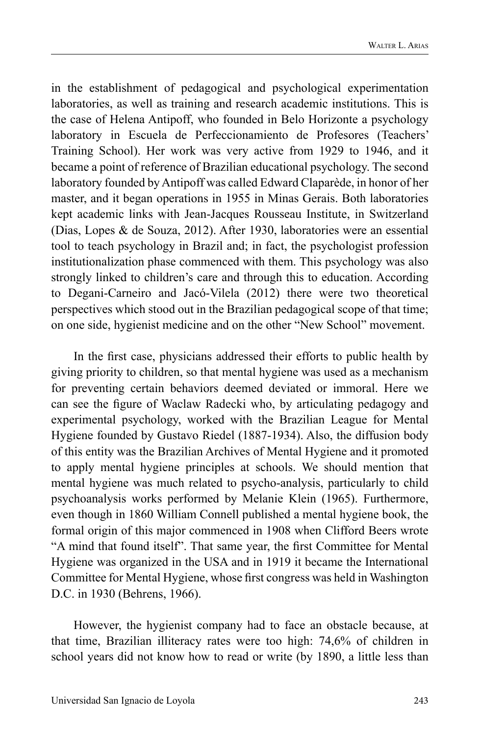in the establishment of pedagogical and psychological experimentation laboratories, as well as training and research academic institutions. This is the case of Helena Antipoff, who founded in Belo Horizonte a psychology laboratory in Escuela de Perfeccionamiento de Profesores (Teachers' Training School). Her work was very active from 1929 to 1946, and it became a point of reference of Brazilian educational psychology. The second laboratory founded by Antipoff was called Edward Claparède, in honor of her master, and it began operations in 1955 in Minas Gerais. Both laboratories kept academic links with Jean-Jacques Rousseau Institute, in Switzerland (Dias, Lopes & de Souza, 2012). After 1930, laboratories were an essential tool to teach psychology in Brazil and; in fact, the psychologist profession institutionalization phase commenced with them. This psychology was also strongly linked to children's care and through this to education. According to Degani-Carneiro and Jacó-Vilela (2012) there were two theoretical perspectives which stood out in the Brazilian pedagogical scope of that time; on one side, hygienist medicine and on the other "New School" movement.

In the first case, physicians addressed their efforts to public health by giving priority to children, so that mental hygiene was used as a mechanism for preventing certain behaviors deemed deviated or immoral. Here we can see the figure of Waclaw Radecki who, by articulating pedagogy and experimental psychology, worked with the Brazilian League for Mental Hygiene founded by Gustavo Riedel (1887-1934). Also, the diffusion body of this entity was the Brazilian Archives of Mental Hygiene and it promoted to apply mental hygiene principles at schools. We should mention that mental hygiene was much related to psycho-analysis, particularly to child psychoanalysis works performed by Melanie Klein (1965). Furthermore, even though in 1860 William Connell published a mental hygiene book, the formal origin of this major commenced in 1908 when Clifford Beers wrote "A mind that found itself". That same year, the first Committee for Mental Hygiene was organized in the USA and in 1919 it became the International Committee for Mental Hygiene, whose first congress was held in Washington D.C. in 1930 (Behrens, 1966).

However, the hygienist company had to face an obstacle because, at that time, Brazilian illiteracy rates were too high: 74,6% of children in school years did not know how to read or write (by 1890, a little less than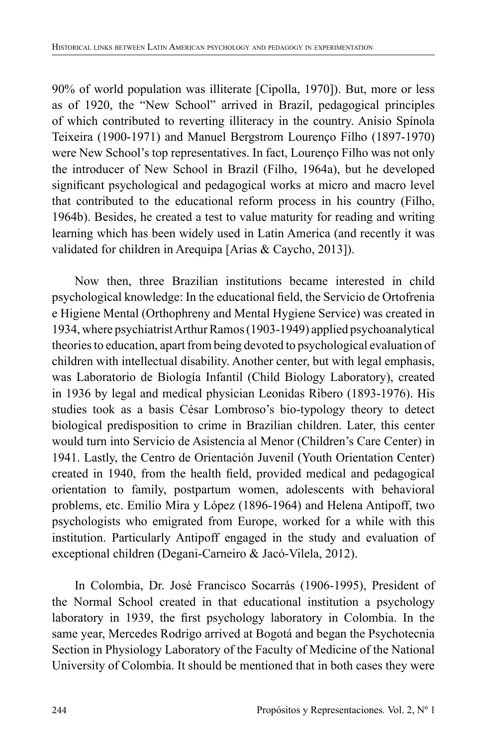90% of world population was illiterate [Cipolla, 1970]). But, more or less as of 1920, the "New School" arrived in Brazil, pedagogical principles of which contributed to reverting illiteracy in the country. Anísio Spínola Teixeira (1900-1971) and Manuel Bergstrom Lourenço Filho (1897-1970) were New School's top representatives. In fact, Lourenço Filho was not only the introducer of New School in Brazil (Filho, 1964a), but he developed significant psychological and pedagogical works at micro and macro level that contributed to the educational reform process in his country (Filho, 1964b). Besides, he created a test to value maturity for reading and writing learning which has been widely used in Latin America (and recently it was validated for children in Arequipa [Arias & Caycho, 2013]).

Now then, three Brazilian institutions became interested in child psychological knowledge: In the educational field, the Servicio de Ortofrenia e Higiene Mental (Orthophreny and Mental Hygiene Service) was created in 1934, where psychiatrist Arthur Ramos (1903-1949) applied psychoanalytical theories to education, apart from being devoted to psychological evaluation of children with intellectual disability. Another center, but with legal emphasis, was Laboratorio de Biología Infantil (Child Biology Laboratory), created in 1936 by legal and medical physician Leonidas Ribero (1893-1976). His studies took as a basis César Lombroso's bio-typology theory to detect biological predisposition to crime in Brazilian children. Later, this center would turn into Servicio de Asistencia al Menor (Children's Care Center) in 1941. Lastly, the Centro de Orientación Juvenil (Youth Orientation Center) created in 1940, from the health field, provided medical and pedagogical orientation to family, postpartum women, adolescents with behavioral problems, etc. Emilio Mira y López (1896-1964) and Helena Antipoff, two psychologists who emigrated from Europe, worked for a while with this institution. Particularly Antipoff engaged in the study and evaluation of exceptional children (Degani-Carneiro & Jacó-Vilela, 2012).

In Colombia, Dr. José Francisco Socarrás (1906-1995), President of the Normal School created in that educational institution a psychology laboratory in 1939, the first psychology laboratory in Colombia. In the same year, Mercedes Rodrigo arrived at Bogotá and began the Psychotecnia Section in Physiology Laboratory of the Faculty of Medicine of the National University of Colombia. It should be mentioned that in both cases they were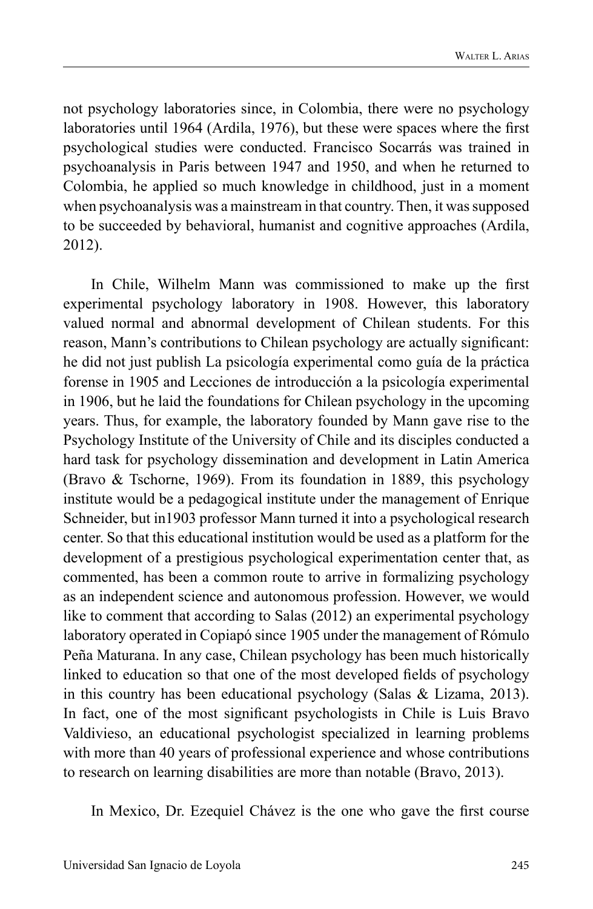not psychology laboratories since, in Colombia, there were no psychology laboratories until 1964 (Ardila, 1976), but these were spaces where the first psychological studies were conducted. Francisco Socarrás was trained in psychoanalysis in Paris between 1947 and 1950, and when he returned to Colombia, he applied so much knowledge in childhood, just in a moment when psychoanalysis was a mainstream in that country. Then, it was supposed to be succeeded by behavioral, humanist and cognitive approaches (Ardila, 2012).

In Chile, Wilhelm Mann was commissioned to make up the first experimental psychology laboratory in 1908. However, this laboratory valued normal and abnormal development of Chilean students. For this reason, Mann's contributions to Chilean psychology are actually significant: he did not just publish La psicología experimental como guía de la práctica forense in 1905 and Lecciones de introducción a la psicología experimental in 1906, but he laid the foundations for Chilean psychology in the upcoming years. Thus, for example, the laboratory founded by Mann gave rise to the Psychology Institute of the University of Chile and its disciples conducted a hard task for psychology dissemination and development in Latin America (Bravo & Tschorne, 1969). From its foundation in 1889, this psychology institute would be a pedagogical institute under the management of Enrique Schneider, but in1903 professor Mann turned it into a psychological research center. So that this educational institution would be used as a platform for the development of a prestigious psychological experimentation center that, as commented, has been a common route to arrive in formalizing psychology as an independent science and autonomous profession. However, we would like to comment that according to Salas (2012) an experimental psychology laboratory operated in Copiapó since 1905 under the management of Rómulo Peña Maturana. In any case, Chilean psychology has been much historically linked to education so that one of the most developed fields of psychology in this country has been educational psychology (Salas & Lizama, 2013). In fact, one of the most significant psychologists in Chile is Luis Bravo Valdivieso, an educational psychologist specialized in learning problems with more than 40 years of professional experience and whose contributions to research on learning disabilities are more than notable (Bravo, 2013).

In Mexico, Dr. Ezequiel Chávez is the one who gave the first course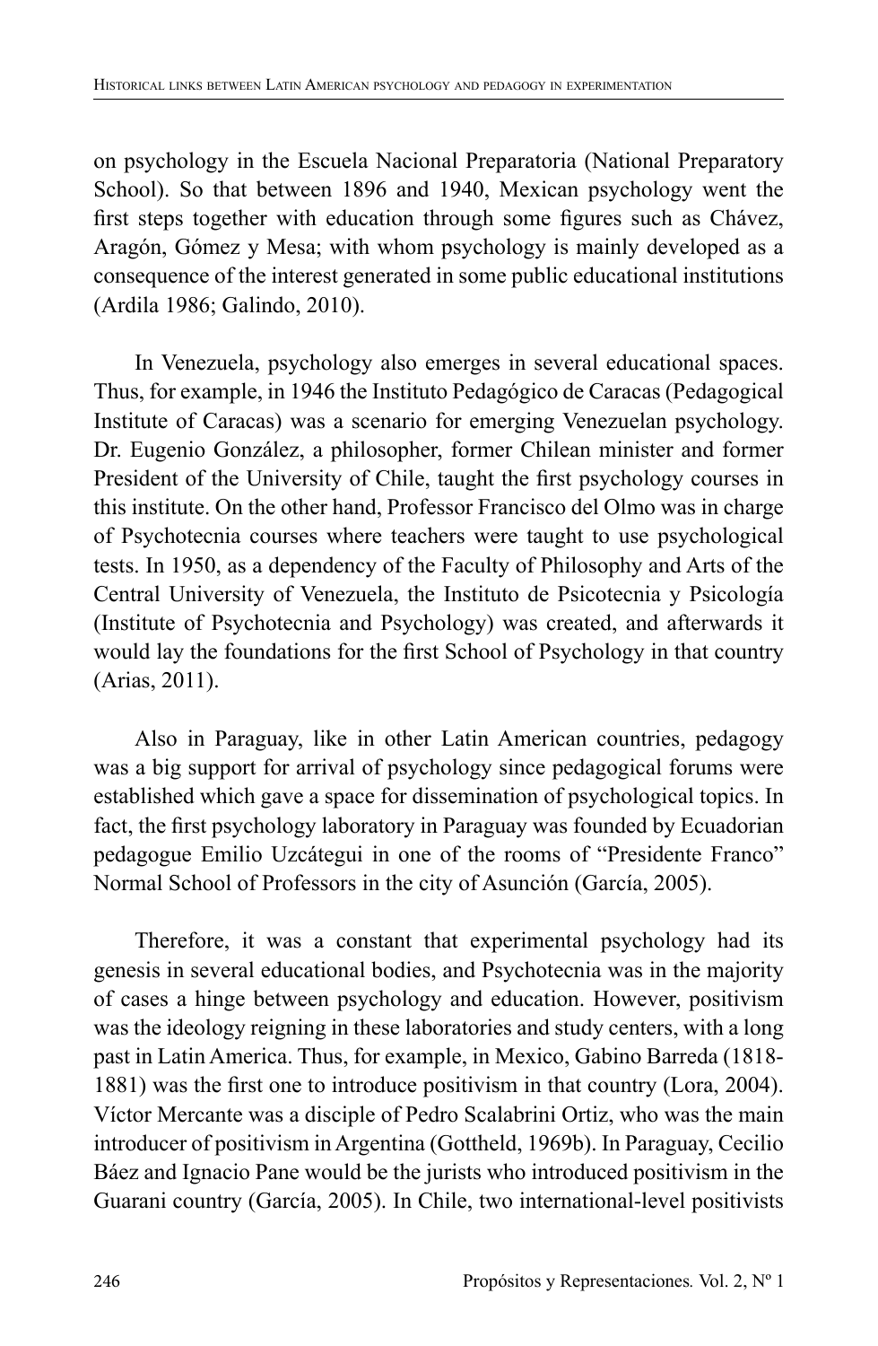on psychology in the Escuela Nacional Preparatoria (National Preparatory School). So that between 1896 and 1940, Mexican psychology went the first steps together with education through some figures such as Chávez, Aragón, Gómez y Mesa; with whom psychology is mainly developed as a consequence of the interest generated in some public educational institutions (Ardila 1986; Galindo, 2010).

In Venezuela, psychology also emerges in several educational spaces. Thus, for example, in 1946 the Instituto Pedagógico de Caracas (Pedagogical Institute of Caracas) was a scenario for emerging Venezuelan psychology. Dr. Eugenio González, a philosopher, former Chilean minister and former President of the University of Chile, taught the first psychology courses in this institute. On the other hand, Professor Francisco del Olmo was in charge of Psychotecnia courses where teachers were taught to use psychological tests. In 1950, as a dependency of the Faculty of Philosophy and Arts of the Central University of Venezuela, the Instituto de Psicotecnia y Psicología (Institute of Psychotecnia and Psychology) was created, and afterwards it would lay the foundations for the first School of Psychology in that country (Arias, 2011).

Also in Paraguay, like in other Latin American countries, pedagogy was a big support for arrival of psychology since pedagogical forums were established which gave a space for dissemination of psychological topics. In fact, the first psychology laboratory in Paraguay was founded by Ecuadorian pedagogue Emilio Uzcátegui in one of the rooms of "Presidente Franco" Normal School of Professors in the city of Asunción (García, 2005).

Therefore, it was a constant that experimental psychology had its genesis in several educational bodies, and Psychotecnia was in the majority of cases a hinge between psychology and education. However, positivism was the ideology reigning in these laboratories and study centers, with a long past in Latin America. Thus, for example, in Mexico, Gabino Barreda (1818-1881) was the first one to introduce positivism in that country (Lora, 2004). Víctor Mercante was a disciple of Pedro Scalabrini Ortiz, who was the main introducer of positivism in Argentina (Gottheld, 1969b). In Paraguay, Cecilio Báez and Ignacio Pane would be the jurists who introduced positivism in the Guarani country (García, 2005). In Chile, two international-level positivists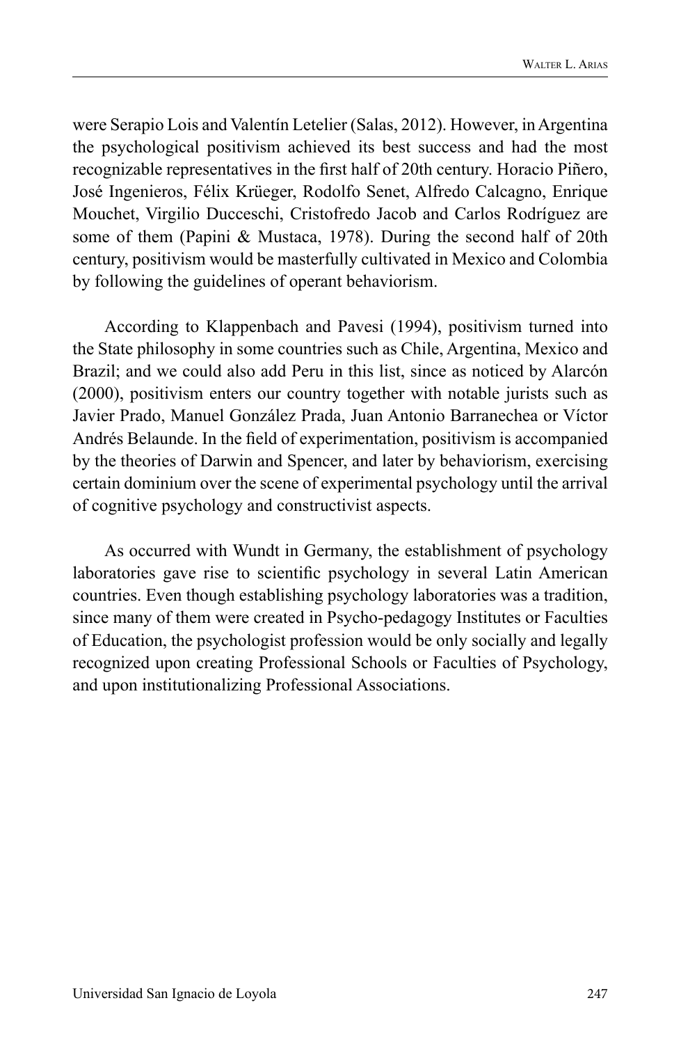were Serapio Lois and Valentín Letelier (Salas, 2012). However, in Argentina the psychological positivism achieved its best success and had the most recognizable representatives in the first half of 20th century. Horacio Piñero, José Ingenieros, Félix Krüeger, Rodolfo Senet, Alfredo Calcagno, Enrique Mouchet, Virgilio Ducceschi, Cristofredo Jacob and Carlos Rodríguez are some of them (Papini & Mustaca, 1978). During the second half of 20th century, positivism would be masterfully cultivated in Mexico and Colombia by following the guidelines of operant behaviorism.

According to Klappenbach and Pavesi (1994), positivism turned into the State philosophy in some countries such as Chile, Argentina, Mexico and Brazil; and we could also add Peru in this list, since as noticed by Alarcón (2000), positivism enters our country together with notable jurists such as Javier Prado, Manuel González Prada, Juan Antonio Barranechea or Víctor Andrés Belaunde. In the field of experimentation, positivism is accompanied by the theories of Darwin and Spencer, and later by behaviorism, exercising certain dominium over the scene of experimental psychology until the arrival of cognitive psychology and constructivist aspects.

As occurred with Wundt in Germany, the establishment of psychology laboratories gave rise to scientific psychology in several Latin American countries. Even though establishing psychology laboratories was a tradition, since many of them were created in Psycho-pedagogy Institutes or Faculties of Education, the psychologist profession would be only socially and legally recognized upon creating Professional Schools or Faculties of Psychology, and upon institutionalizing Professional Associations.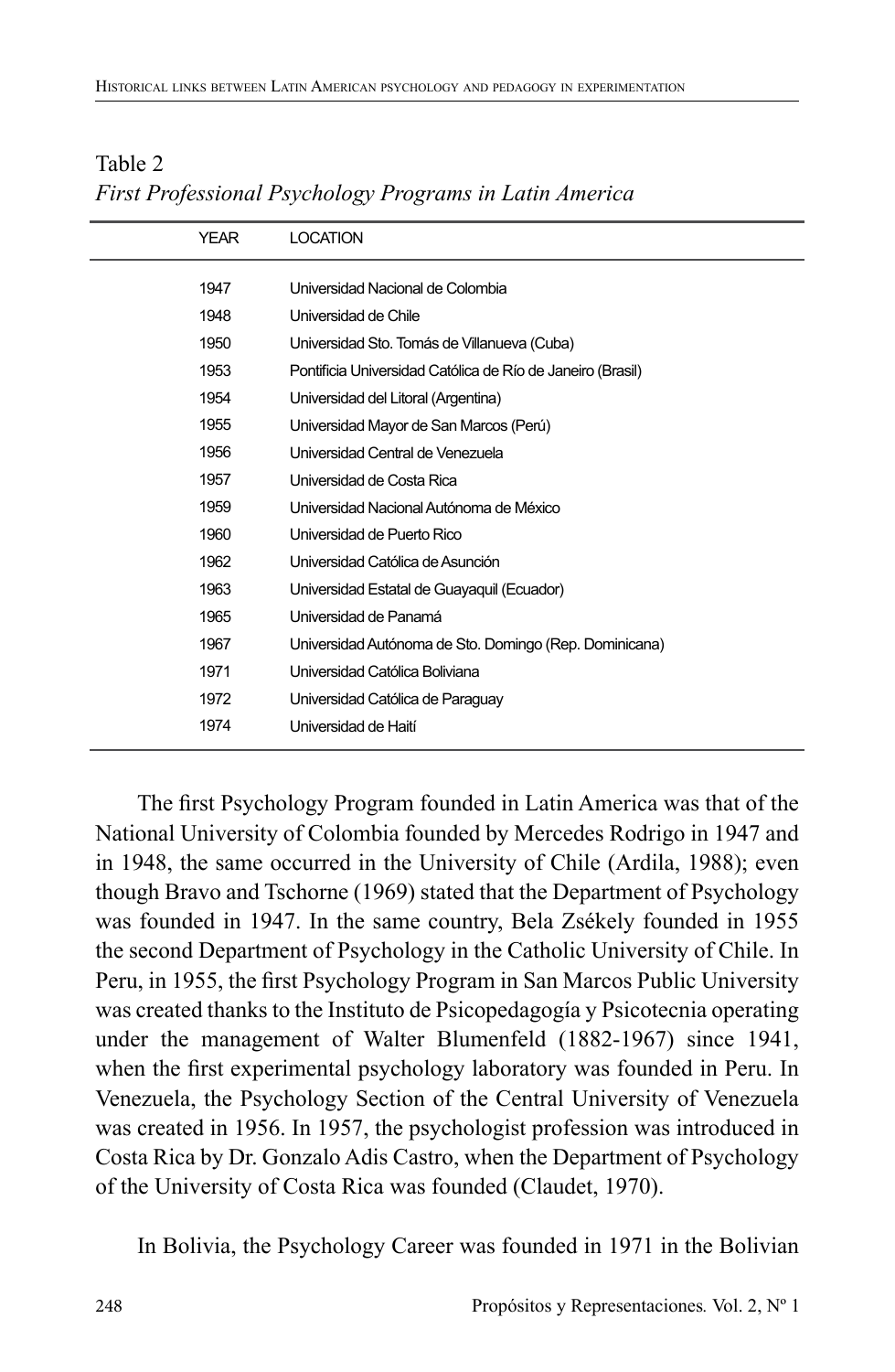Table 2

*First Professional Psychology Programs in Latin America*

| YEAR | LOCATION |
|---|---|
| 1947 | Universidad Nacional de Colombia |
| 1948 | Universidad de Chile |
| 1950 | Universidad Sto. Tomás de Villanueva (Cuba) |
| 1953 | Pontificia Universidad Católica de Río de Janeiro (Brasil) |
| 1954 | Universidad del Litoral (Argentina) |
| 1955 | Universidad Mayor de San Marcos (Perú) |
| 1956 | Universidad Central de Venezuela |
| 1957 | Universidad de Costa Rica |
| 1959 | Universidad Nacional Autónoma de México |
| 1960 | Universidad de Puerto Rico |
| 1962 | Universidad Católica de Asunción |
| 1963 | Universidad Estatal de Guayaquil (Ecuador) |
| 1965 | Universidad de Panamá |
| 1967 | Universidad Autónoma de Sto. Domingo (Rep. Dominicana) |
| 1971 | Universidad Católica Boliviana |
| 1972 | Universidad Católica de Paraguay |
| 1974 | Universidad de Haití |

The first Psychology Program founded in Latin America was that of the National University of Colombia founded by Mercedes Rodrigo in 1947 and in 1948, the same occurred in the University of Chile (Ardila, 1988); even though Bravo and Tschorne (1969) stated that the Department of Psychology was founded in 1947. In the same country, Bela Zsékely founded in 1955 the second Department of Psychology in the Catholic University of Chile. In Peru, in 1955, the first Psychology Program in San Marcos Public University was created thanks to the Instituto de Psicopedagogía y Psicotecnia operating under the management of Walter Blumenfeld (1882-1967) since 1941, when the first experimental psychology laboratory was founded in Peru. In Venezuela, the Psychology Section of the Central University of Venezuela was created in 1956. In 1957, the psychologist profession was introduced in Costa Rica by Dr. Gonzalo Adis Castro, when the Department of Psychology of the University of Costa Rica was founded (Claudet, 1970).

In Bolivia, the Psychology Career was founded in 1971 in the Bolivian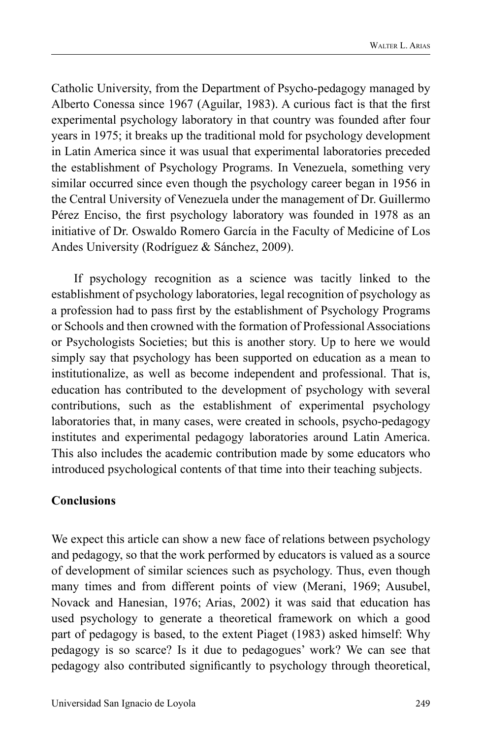Catholic University, from the Department of Psycho-pedagogy managed by Alberto Conessa since 1967 (Aguilar, 1983). A curious fact is that the first experimental psychology laboratory in that country was founded after four years in 1975; it breaks up the traditional mold for psychology development in Latin America since it was usual that experimental laboratories preceded the establishment of Psychology Programs. In Venezuela, something very similar occurred since even though the psychology career began in 1956 in the Central University of Venezuela under the management of Dr. Guillermo Pérez Enciso, the first psychology laboratory was founded in 1978 as an initiative of Dr. Oswaldo Romero García in the Faculty of Medicine of Los Andes University (Rodríguez & Sánchez, 2009).

If psychology recognition as a science was tacitly linked to the establishment of psychology laboratories, legal recognition of psychology as a profession had to pass first by the establishment of Psychology Programs or Schools and then crowned with the formation of Professional Associations or Psychologists Societies; but this is another story. Up to here we would simply say that psychology has been supported on education as a mean to institutionalize, as well as become independent and professional. That is, education has contributed to the development of psychology with several contributions, such as the establishment of experimental psychology laboratories that, in many cases, were created in schools, psycho-pedagogy institutes and experimental pedagogy laboratories around Latin America. This also includes the academic contribution made by some educators who introduced psychological contents of that time into their teaching subjects.

## Conclusions

We expect this article can show a new face of relations between psychology and pedagogy, so that the work performed by educators is valued as a source of development of similar sciences such as psychology. Thus, even though many times and from different points of view (Merani, 1969; Ausubel, Novack and Hanesian, 1976; Arias, 2002) it was said that education has used psychology to generate a theoretical framework on which a good part of pedagogy is based, to the extent Piaget (1983) asked himself: Why pedagogy is so scarce? Is it due to pedagogues' work? We can see that pedagogy also contributed significantly to psychology through theoretical,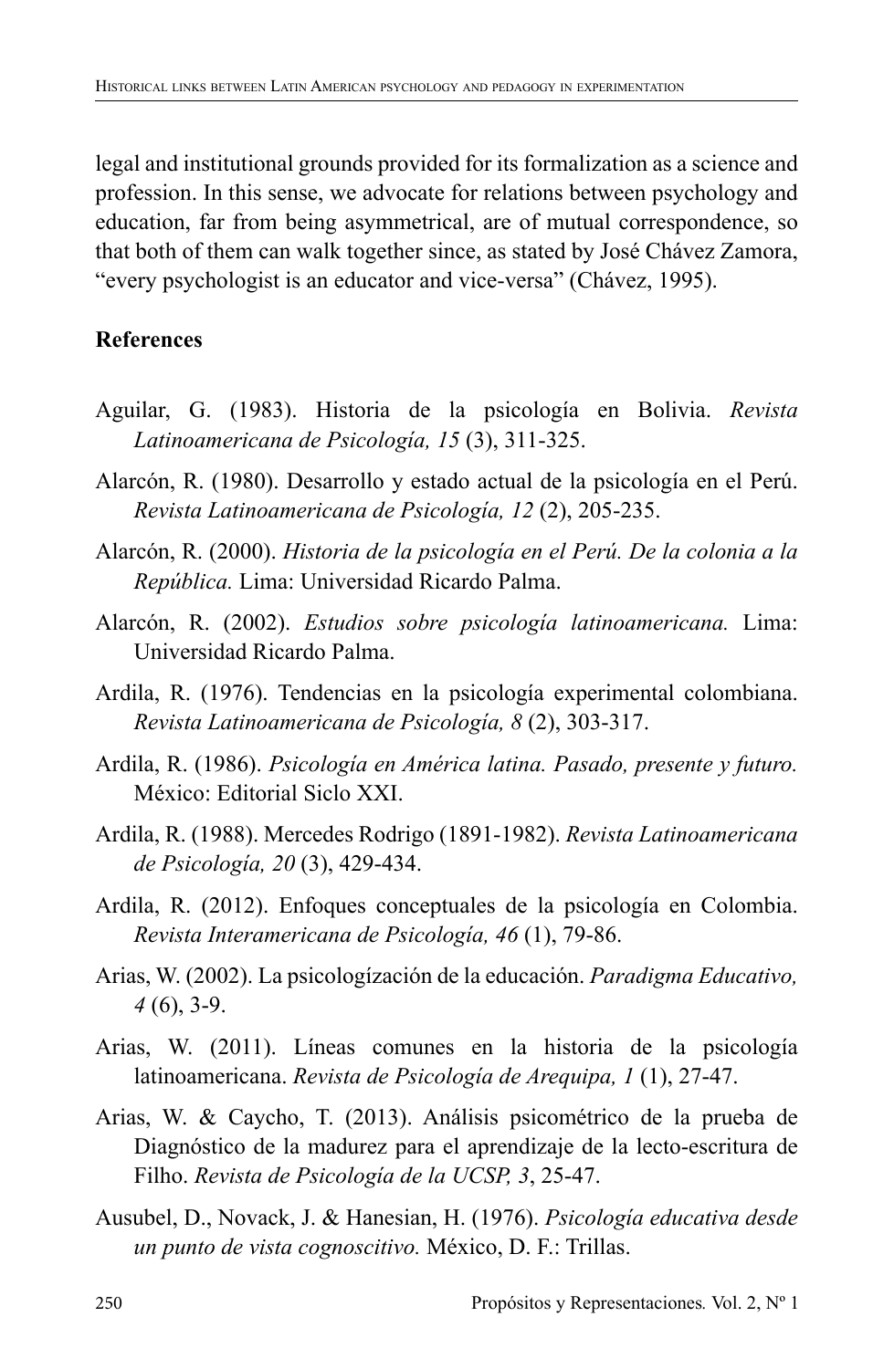legal and institutional grounds provided for its formalization as a science and profession. In this sense, we advocate for relations between psychology and education, far from being asymmetrical, are of mutual correspondence, so that both of them can walk together since, as stated by José Chávez Zamora, "every psychologist is an educator and vice-versa" (Chávez, 1995).

## References

Aguilar, G. (1983). Historia de la psicología en Bolivia. *Revista Latinoamericana de Psicología, 15* (3), 311-325.

Alarcón, R. (1980). Desarrollo y estado actual de la psicología en el Perú. *Revista Latinoamericana de Psicología, 12* (2), 205-235.

Alarcón, R. (2000). *Historia de la psicología en el Perú. De la colonia a la República.* Lima: Universidad Ricardo Palma.

Alarcón, R. (2002). *Estudios sobre psicología latinoamericana.* Lima: Universidad Ricardo Palma.

Ardila, R. (1976). Tendencias en la psicología experimental colombiana. *Revista Latinoamericana de Psicología, 8* (2), 303-317.

Ardila, R. (1986). *Psicología en América latina. Pasado, presente y futuro.* México: Editorial Siclo XXI.

Ardila, R. (1988). Mercedes Rodrigo (1891-1982). *Revista Latinoamericana de Psicología, 20* (3), 429-434.

Ardila, R. (2012). Enfoques conceptuales de la psicología en Colombia. *Revista Interamericana de Psicología, 46* (1), 79-86.

Arias, W. (2002). La psicologízación de la educación. *Paradigma Educativo, 4* (6), 3-9.

Arias, W. (2011). Líneas comunes en la historia de la psicología latinoamericana. *Revista de Psicología de Arequipa, 1* (1), 27-47.

Arias, W. & Caycho, T. (2013). Análisis psicométrico de la prueba de Diagnóstico de la madurez para el aprendizaje de la lecto-escritura de Filho. *Revista de Psicología de la UCSP, 3*, 25-47.

Ausubel, D., Novack, J. & Hanesian, H. (1976). *Psicología educativa desde un punto de vista cognoscitivo.* México, D. F.: Trillas.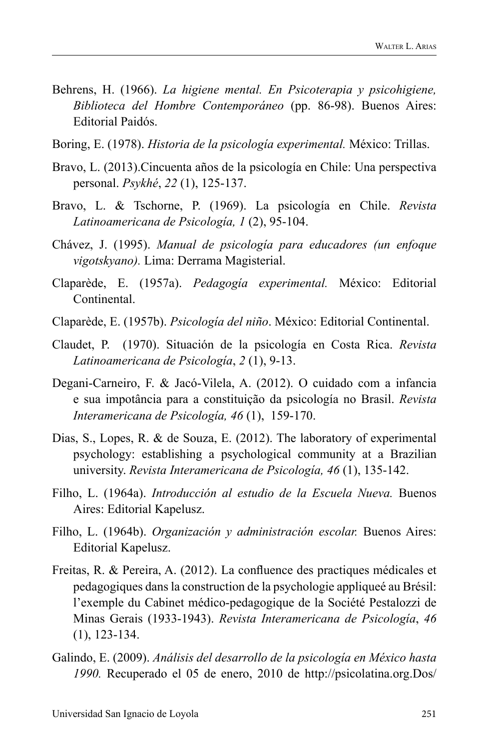Behrens, H. (1966). *La higiene mental. En Psicoterapia y psicohigiene, Biblioteca del Hombre Contemporáneo* (pp. 86-98). Buenos Aires: Editorial Paidós.

Boring, E. (1978). *Historia de la psicología experimental.* México: Trillas.

Bravo, L. (2013).Cincuenta años de la psicología en Chile: Una perspectiva personal. *Psykhé*, *22* (1), 125-137.

Bravo, L. & Tschorne, P. (1969). La psicología en Chile. *Revista Latinoamericana de Psicología, 1* (2), 95-104.

Chávez, J. (1995). *Manual de psicología para educadores (un enfoque vigotskyano).* Lima: Derrama Magisterial.

Claparède, E. (1957a). *Pedagogía experimental.* México: Editorial Continental.

Claparède, E. (1957b). *Psicología del niño*. México: Editorial Continental.

Claudet, P. (1970). Situación de la psicología en Costa Rica. *Revista Latinoamericana de Psicología*, *2* (1), 9-13.

Degani-Carneiro, F. & Jacó-Vilela, A. (2012). O cuidado com a infancia e sua impotância para a constituição da psicología no Brasil. *Revista Interamericana de Psicología, 46* (1), 159-170.

Dias, S., Lopes, R. & de Souza, E. (2012). The laboratory of experimental psychology: establishing a psychological community at a Brazilian university. *Revista Interamericana de Psicología, 46* (1), 135-142.

Filho, L. (1964a). *Introducción al estudio de la Escuela Nueva.* Buenos Aires: Editorial Kapelusz.

Filho, L. (1964b). *Organización y administración escolar.* Buenos Aires: Editorial Kapelusz.

Freitas, R. & Pereira, A. (2012). La confluence des practiques médicales et pedagogiques dans la construction de la psychologie appliqueé au Brésil: l'exemple du Cabinet médico-pedagogique de la Société Pestalozzi de Minas Gerais (1933-1943). *Revista Interamericana de Psicología*, *46* (1), 123-134.

Galindo, E. (2009). *Análisis del desarrollo de la psicología en México hasta 1990.* Recuperado el 05 de enero, 2010 de http://psicolatina.org.Dos/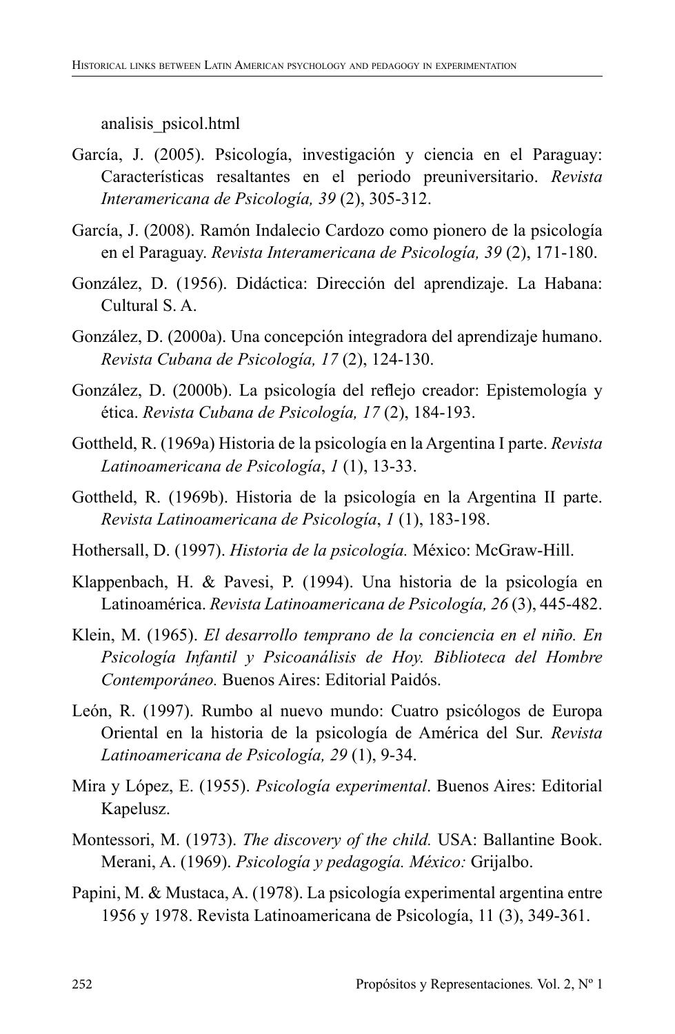analisis_psicol.html

García, J. (2005). Psicología, investigación y ciencia en el Paraguay: Características resaltantes en el periodo preuniversitario. *Revista Interamericana de Psicología, 39* (2), 305-312.

García, J. (2008). Ramón Indalecio Cardozo como pionero de la psicología en el Paraguay. *Revista Interamericana de Psicología, 39* (2), 171-180.

González, D. (1956). Didáctica: Dirección del aprendizaje. La Habana: Cultural S. A.

González, D. (2000a). Una concepción integradora del aprendizaje humano. *Revista Cubana de Psicología, 17* (2), 124-130.

González, D. (2000b). La psicología del reflejo creador: Epistemología y ética. *Revista Cubana de Psicología, 17* (2), 184-193.

Gottheld, R. (1969a) Historia de la psicología en la Argentina I parte. *Revista Latinoamericana de Psicología*, *1* (1), 13-33.

Gottheld, R. (1969b). Historia de la psicología en la Argentina II parte. *Revista Latinoamericana de Psicología*, *1* (1), 183-198.

Hothersall, D. (1997). *Historia de la psicología.* México: McGraw-Hill.

Klappenbach, H. & Pavesi, P. (1994). Una historia de la psicología en Latinoamérica. *Revista Latinoamericana de Psicología, 26* (3), 445-482.

Klein, M. (1965). *El desarrollo temprano de la conciencia en el niño. En Psicología Infantil y Psicoanálisis de Hoy. Biblioteca del Hombre Contemporáneo.* Buenos Aires: Editorial Paidós.

León, R. (1997). Rumbo al nuevo mundo: Cuatro psicólogos de Europa Oriental en la historia de la psicología de América del Sur. *Revista Latinoamericana de Psicología, 29* (1), 9-34.

Mira y López, E. (1955). *Psicología experimental*. Buenos Aires: Editorial Kapelusz.

Montessori, M. (1973). *The discovery of the child.* USA: Ballantine Book. Merani, A. (1969). *Psicología y pedagogía. México:* Grijalbo.

Papini, M. & Mustaca, A. (1978). La psicología experimental argentina entre 1956 y 1978. Revista Latinoamericana de Psicología, 11 (3), 349-361.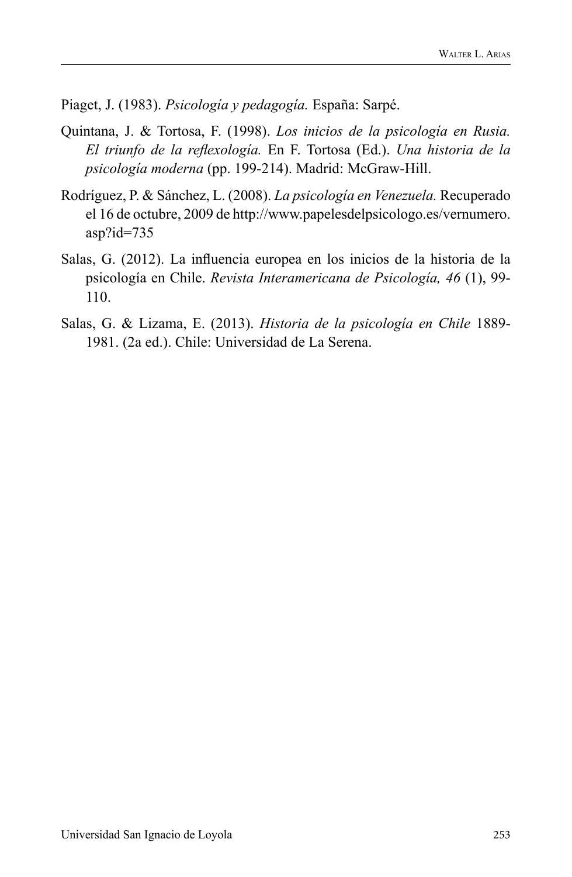Piaget, J. (1983). *Psicología y pedagogía.* España: Sarpé.

Quintana, J. & Tortosa, F. (1998). *Los inicios de la psicología en Rusia. El triunfo de la reflexología.* En F. Tortosa (Ed.). *Una historia de la psicología moderna* (pp. 199-214). Madrid: McGraw-Hill.

Rodríguez, P. & Sánchez, L. (2008). *La psicología en Venezuela.* Recuperado el 16 de octubre, 2009 de http://www.papelesdelpsicologo.es/vernumero.asp?id=735

Salas, G. (2012). La influencia europea en los inicios de la historia de la psicología en Chile. *Revista Interamericana de Psicología, 46* (1), 99-110.

Salas, G. & Lizama, E. (2013). *Historia de la psicología en Chile* 1889-1981. (2a ed.). Chile: Universidad de La Serena.